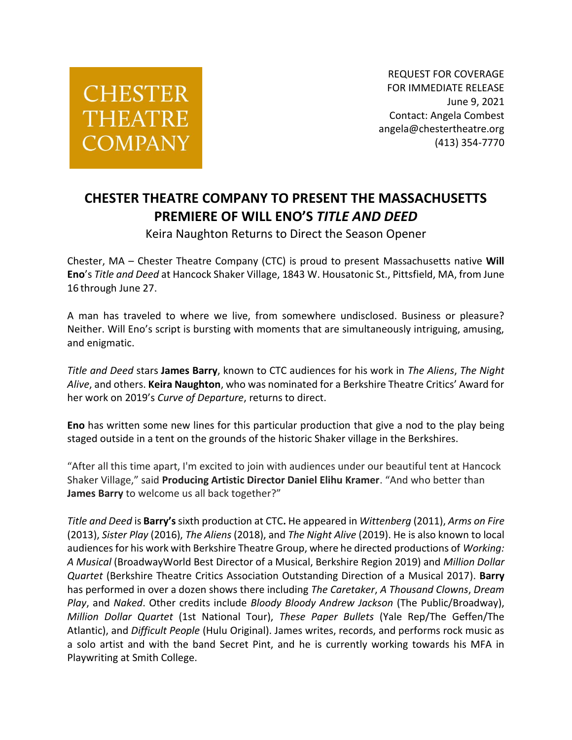CHESTER THEATRE COMPANY

REQUEST FOR COVERAGE
FOR IMMEDIATE RELEASE
June 9, 2021
Contact: Angela Combest
angela@chestertheatre.org
(413) 354-7770

# CHESTER THEATRE COMPANY TO PRESENT THE MASSACHUSETTS PREMIERE OF WILL ENO'S *TITLE AND DEED*

Keira Naughton Returns to Direct the Season Opener

Chester, MA – Chester Theatre Company (CTC) is proud to present Massachusetts native **Will Eno**'s *Title and Deed* at Hancock Shaker Village, 1843 W. Housatonic St., Pittsfield, MA, from June 16 through June 27.

A man has traveled to where we live, from somewhere undisclosed. Business or pleasure? Neither. Will Eno's script is bursting with moments that are simultaneously intriguing, amusing, and enigmatic.

*Title and Deed* stars **James Barry**, known to CTC audiences for his work in *The Aliens*, *The Night Alive*, and others. **Keira Naughton**, who was nominated for a Berkshire Theatre Critics' Award for her work on 2019's *Curve of Departure*, returns to direct.

**Eno** has written some new lines for this particular production that give a nod to the play being staged outside in a tent on the grounds of the historic Shaker village in the Berkshires.

"After all this time apart, I'm excited to join with audiences under our beautiful tent at Hancock Shaker Village," said **Producing Artistic Director Daniel Elihu Kramer**. "And who better than **James Barry** to welcome us all back together?"

*Title and Deed* is **Barry's** sixth production at CTC**.** He appeared in *Wittenberg* (2011), *Arms on Fire* (2013), *Sister Play* (2016), *The Aliens* (2018), and *The Night Alive* (2019). He is also known to local audiences for his work with Berkshire Theatre Group, where he directed productions of *Working: A Musical* (BroadwayWorld Best Director of a Musical, Berkshire Region 2019) and *Million Dollar Quartet* (Berkshire Theatre Critics Association Outstanding Direction of a Musical 2017). **Barry** has performed in over a dozen shows there including *The Caretaker*, *A Thousand Clowns*, *Dream Play*, and *Naked*. Other credits include *Bloody Bloody Andrew Jackson* (The Public/Broadway), *Million Dollar Quartet* (1st National Tour), *These Paper Bullets* (Yale Rep/The Geffen/The Atlantic), and *Difficult People* (Hulu Original). James writes, records, and performs rock music as a solo artist and with the band Secret Pint, and he is currently working towards his MFA in Playwriting at Smith College.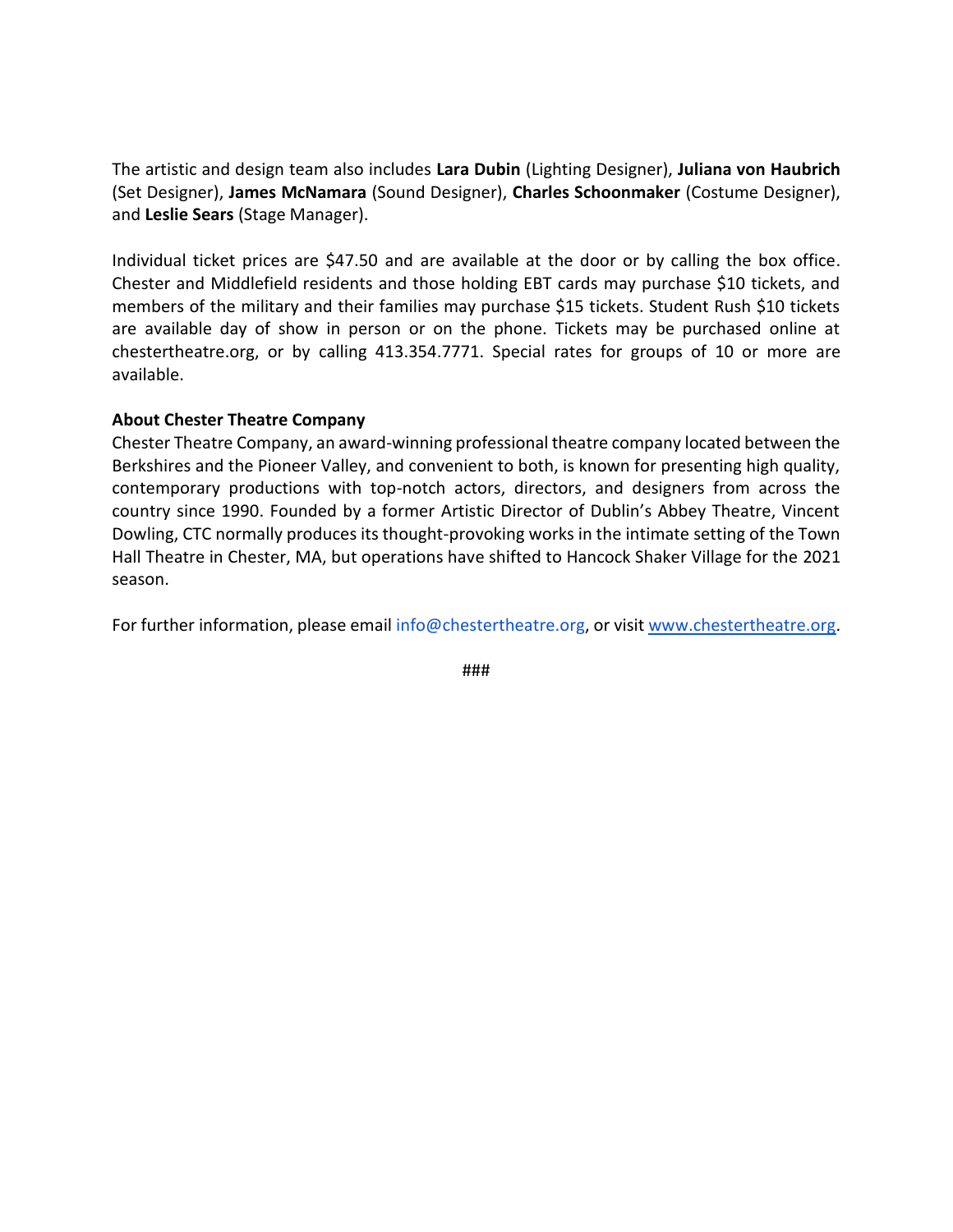The artistic and design team also includes **Lara Dubin** (Lighting Designer), **Juliana von Haubrich** (Set Designer), **James McNamara** (Sound Designer), **Charles Schoonmaker** (Costume Designer), and **Leslie Sears** (Stage Manager).

Individual ticket prices are $47.50 and are available at the door or by calling the box office. Chester and Middlefield residents and those holding EBT cards may purchase $10 tickets, and members of the military and their families may purchase $15 tickets. Student Rush $10 tickets are available day of show in person or on the phone. Tickets may be purchased online at chestertheatre.org, or by calling 413.354.7771. Special rates for groups of 10 or more are available.

**About Chester Theatre Company**
Chester Theatre Company, an award-winning professional theatre company located between the Berkshires and the Pioneer Valley, and convenient to both, is known for presenting high quality, contemporary productions with top-notch actors, directors, and designers from across the country since 1990. Founded by a former Artistic Director of Dublin's Abbey Theatre, Vincent Dowling, CTC normally produces its thought-provoking works in the intimate setting of the Town Hall Theatre in Chester, MA, but operations have shifted to Hancock Shaker Village for the 2021 season.

For further information, please email info@chestertheatre.org, or visit www.chestertheatre.org.

###